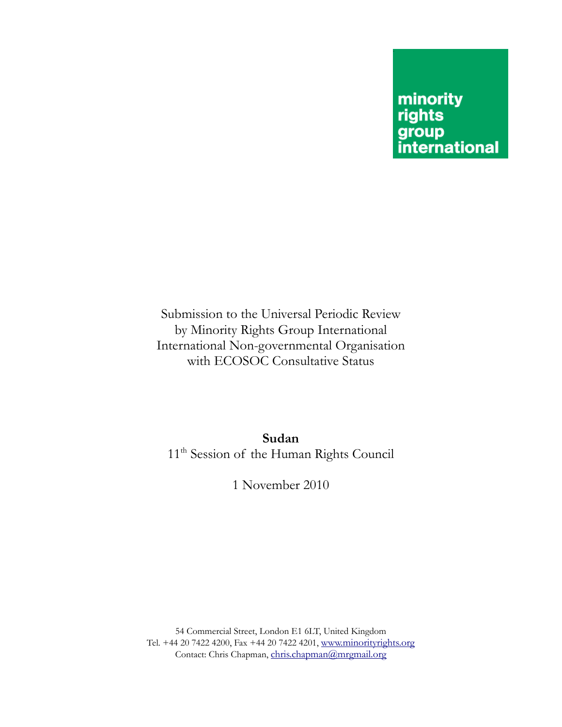minority rights group international

Submission to the Universal Periodic Review
by Minority Rights Group International
International Non-governmental Organisation
with ECOSOC Consultative Status

**Sudan**
11th Session of the Human Rights Council

1 November 2010

54 Commercial Street, London E1 6LT, United Kingdom
Tel. +44 20 7422 4200, Fax +44 20 7422 4201, www.minorityrights.org
Contact: Chris Chapman, chris.chapman@mrgmail.org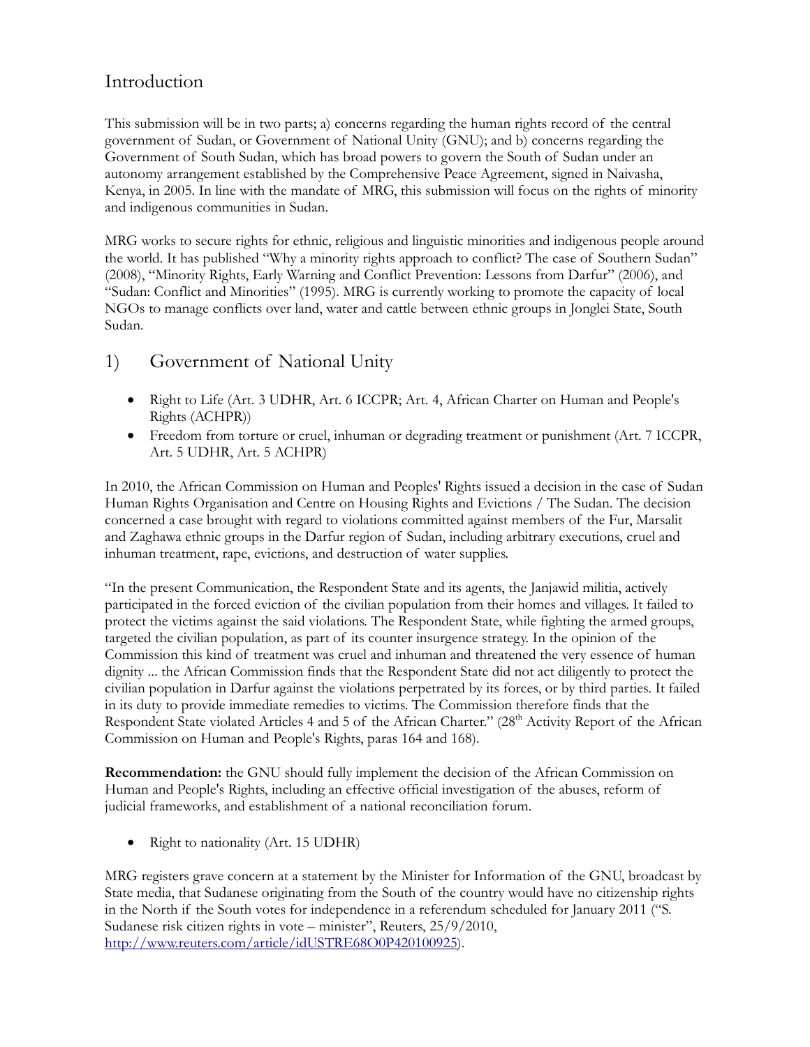## Introduction

This submission will be in two parts; a) concerns regarding the human rights record of the central government of Sudan, or Government of National Unity (GNU); and b) concerns regarding the Government of South Sudan, which has broad powers to govern the South of Sudan under an autonomy arrangement established by the Comprehensive Peace Agreement, signed in Naivasha, Kenya, in 2005. In line with the mandate of MRG, this submission will focus on the rights of minority and indigenous communities in Sudan.

MRG works to secure rights for ethnic, religious and linguistic minorities and indigenous people around the world. It has published "Why a minority rights approach to conflict? The case of Southern Sudan" (2008), "Minority Rights, Early Warning and Conflict Prevention: Lessons from Darfur" (2006), and "Sudan: Conflict and Minorities" (1995). MRG is currently working to promote the capacity of local NGOs to manage conflicts over land, water and cattle between ethnic groups in Jonglei State, South Sudan.

## 1) Government of National Unity

- Right to Life (Art. 3 UDHR, Art. 6 ICCPR; Art. 4, African Charter on Human and People's Rights (ACHPR))
- Freedom from torture or cruel, inhuman or degrading treatment or punishment (Art. 7 ICCPR, Art. 5 UDHR, Art. 5 ACHPR)

In 2010, the African Commission on Human and Peoples' Rights issued a decision in the case of Sudan Human Rights Organisation and Centre on Housing Rights and Evictions / The Sudan. The decision concerned a case brought with regard to violations committed against members of the Fur, Marsalit and Zaghawa ethnic groups in the Darfur region of Sudan, including arbitrary executions, cruel and inhuman treatment, rape, evictions, and destruction of water supplies.

"In the present Communication, the Respondent State and its agents, the Janjawid militia, actively participated in the forced eviction of the civilian population from their homes and villages. It failed to protect the victims against the said violations. The Respondent State, while fighting the armed groups, targeted the civilian population, as part of its counter insurgence strategy. In the opinion of the Commission this kind of treatment was cruel and inhuman and threatened the very essence of human dignity ... the African Commission finds that the Respondent State did not act diligently to protect the civilian population in Darfur against the violations perpetrated by its forces, or by third parties. It failed in its duty to provide immediate remedies to victims. The Commission therefore finds that the Respondent State violated Articles 4 and 5 of the African Charter." (28th Activity Report of the African Commission on Human and People's Rights, paras 164 and 168).

**Recommendation:** the GNU should fully implement the decision of the African Commission on Human and People's Rights, including an effective official investigation of the abuses, reform of judicial frameworks, and establishment of a national reconciliation forum.

- Right to nationality (Art. 15 UDHR)

MRG registers grave concern at a statement by the Minister for Information of the GNU, broadcast by State media, that Sudanese originating from the South of the country would have no citizenship rights in the North if the South votes for independence in a referendum scheduled for January 2011 ("S. Sudanese risk citizen rights in vote – minister", Reuters, 25/9/2010, [http://www.reuters.com/article/idUSTRE68O0P420100925](http://www.reuters.com/article/idUSTRE68O0P420100925)).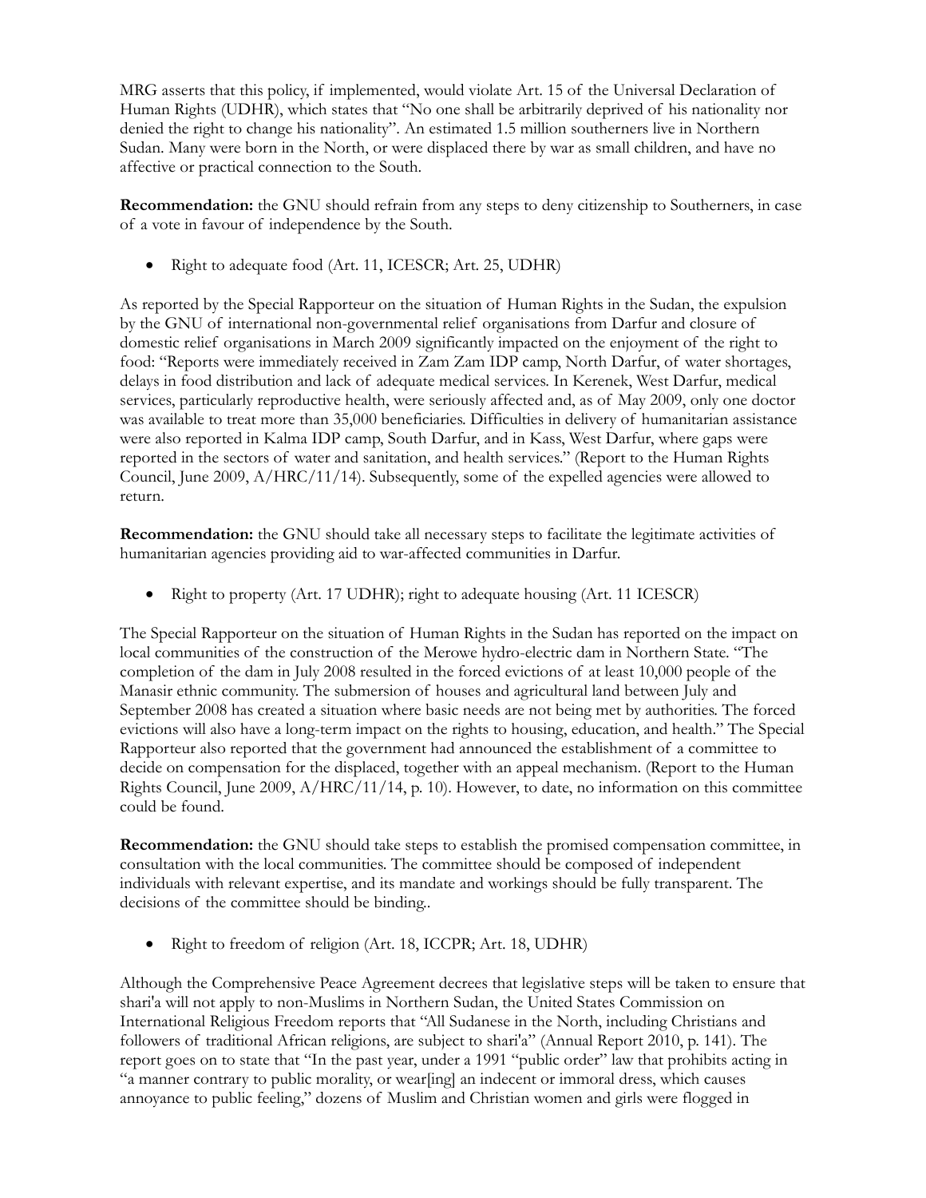MRG asserts that this policy, if implemented, would violate Art. 15 of the Universal Declaration of Human Rights (UDHR), which states that "No one shall be arbitrarily deprived of his nationality nor denied the right to change his nationality". An estimated 1.5 million southerners live in Northern Sudan. Many were born in the North, or were displaced there by war as small children, and have no affective or practical connection to the South.

**Recommendation:** the GNU should refrain from any steps to deny citizenship to Southerners, in case of a vote in favour of independence by the South.

- Right to adequate food (Art. 11, ICESCR; Art. 25, UDHR)

As reported by the Special Rapporteur on the situation of Human Rights in the Sudan, the expulsion by the GNU of international non-governmental relief organisations from Darfur and closure of domestic relief organisations in March 2009 significantly impacted on the enjoyment of the right to food: "Reports were immediately received in Zam Zam IDP camp, North Darfur, of water shortages, delays in food distribution and lack of adequate medical services. In Kerenek, West Darfur, medical services, particularly reproductive health, were seriously affected and, as of May 2009, only one doctor was available to treat more than 35,000 beneficiaries. Difficulties in delivery of humanitarian assistance were also reported in Kalma IDP camp, South Darfur, and in Kass, West Darfur, where gaps were reported in the sectors of water and sanitation, and health services." (Report to the Human Rights Council, June 2009, A/HRC/11/14). Subsequently, some of the expelled agencies were allowed to return.

**Recommendation:** the GNU should take all necessary steps to facilitate the legitimate activities of humanitarian agencies providing aid to war-affected communities in Darfur.

- Right to property (Art. 17 UDHR); right to adequate housing (Art. 11 ICESCR)

The Special Rapporteur on the situation of Human Rights in the Sudan has reported on the impact on local communities of the construction of the Merowe hydro-electric dam in Northern State. "The completion of the dam in July 2008 resulted in the forced evictions of at least 10,000 people of the Manasir ethnic community. The submersion of houses and agricultural land between July and September 2008 has created a situation where basic needs are not being met by authorities. The forced evictions will also have a long-term impact on the rights to housing, education, and health." The Special Rapporteur also reported that the government had announced the establishment of a committee to decide on compensation for the displaced, together with an appeal mechanism. (Report to the Human Rights Council, June 2009, A/HRC/11/14, p. 10). However, to date, no information on this committee could be found.

**Recommendation:** the GNU should take steps to establish the promised compensation committee, in consultation with the local communities. The committee should be composed of independent individuals with relevant expertise, and its mandate and workings should be fully transparent. The decisions of the committee should be binding..

- Right to freedom of religion (Art. 18, ICCPR; Art. 18, UDHR)

Although the Comprehensive Peace Agreement decrees that legislative steps will be taken to ensure that shari'a will not apply to non-Muslims in Northern Sudan, the United States Commission on International Religious Freedom reports that "All Sudanese in the North, including Christians and followers of traditional African religions, are subject to shari'a" (Annual Report 2010, p. 141). The report goes on to state that "In the past year, under a 1991 "public order" law that prohibits acting in "a manner contrary to public morality, or wear[ing] an indecent or immoral dress, which causes annoyance to public feeling," dozens of Muslim and Christian women and girls were flogged in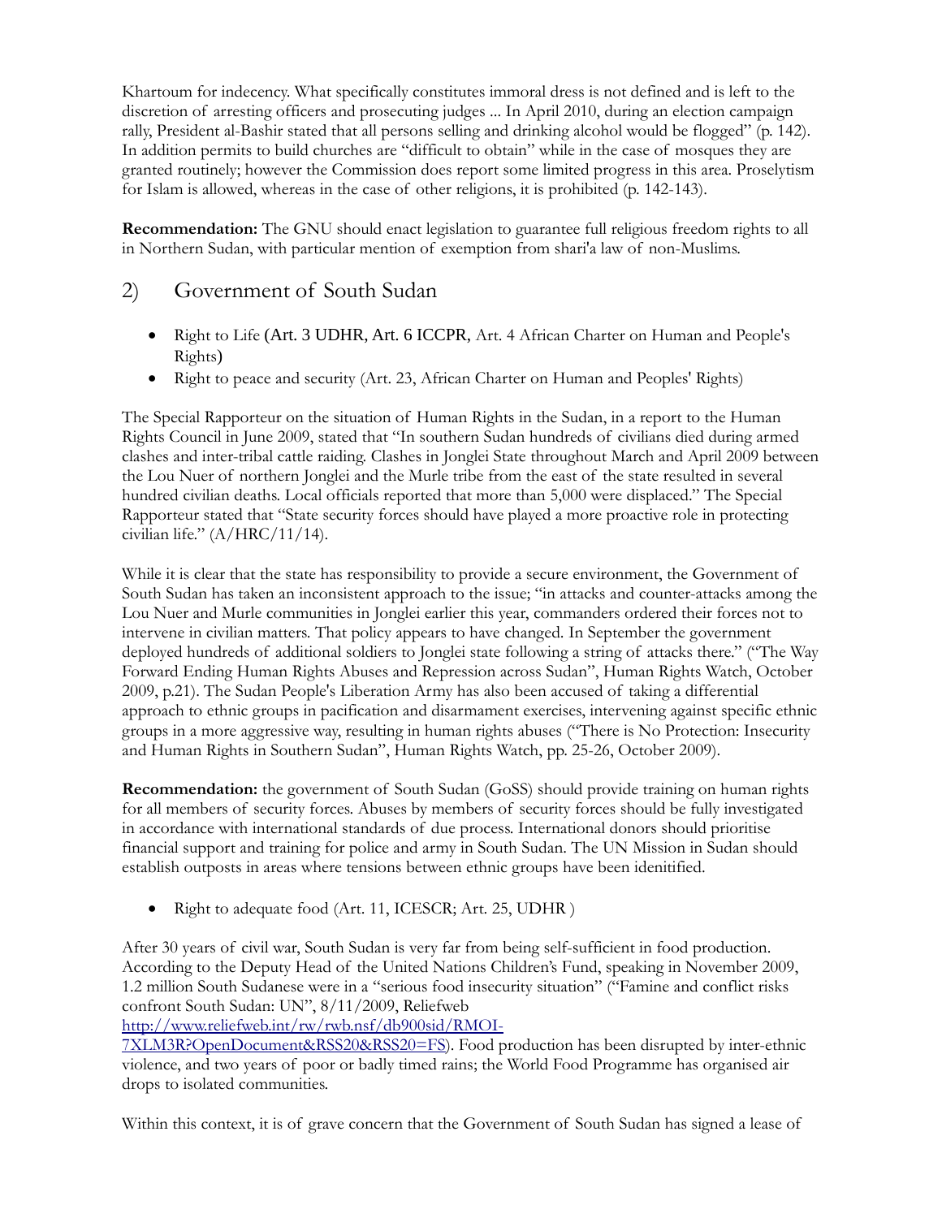Khartoum for indecency. What specifically constitutes immoral dress is not defined and is left to the discretion of arresting officers and prosecuting judges ... In April 2010, during an election campaign rally, President al-Bashir stated that all persons selling and drinking alcohol would be flogged" (p. 142). In addition permits to build churches are "difficult to obtain" while in the case of mosques they are granted routinely; however the Commission does report some limited progress in this area. Proselytism for Islam is allowed, whereas in the case of other religions, it is prohibited (p. 142-143).

**Recommendation:** The GNU should enact legislation to guarantee full religious freedom rights to all in Northern Sudan, with particular mention of exemption from shari'a law of non-Muslims.

## 2) Government of South Sudan

- Right to Life (Art. 3 UDHR, Art. 6 ICCPR, Art. 4 African Charter on Human and People's Rights)
- Right to peace and security (Art. 23, African Charter on Human and Peoples' Rights)

The Special Rapporteur on the situation of Human Rights in the Sudan, in a report to the Human Rights Council in June 2009, stated that "In southern Sudan hundreds of civilians died during armed clashes and inter-tribal cattle raiding. Clashes in Jonglei State throughout March and April 2009 between the Lou Nuer of northern Jonglei and the Murle tribe from the east of the state resulted in several hundred civilian deaths. Local officials reported that more than 5,000 were displaced." The Special Rapporteur stated that "State security forces should have played a more proactive role in protecting civilian life." (A/HRC/11/14).

While it is clear that the state has responsibility to provide a secure environment, the Government of South Sudan has taken an inconsistent approach to the issue; "in attacks and counter-attacks among the Lou Nuer and Murle communities in Jonglei earlier this year, commanders ordered their forces not to intervene in civilian matters. That policy appears to have changed. In September the government deployed hundreds of additional soldiers to Jonglei state following a string of attacks there." ("The Way Forward Ending Human Rights Abuses and Repression across Sudan", Human Rights Watch, October 2009, p.21). The Sudan People's Liberation Army has also been accused of taking a differential approach to ethnic groups in pacification and disarmament exercises, intervening against specific ethnic groups in a more aggressive way, resulting in human rights abuses ("There is No Protection: Insecurity and Human Rights in Southern Sudan", Human Rights Watch, pp. 25-26, October 2009).

**Recommendation:** the government of South Sudan (GoSS) should provide training on human rights for all members of security forces. Abuses by members of security forces should be fully investigated in accordance with international standards of due process. International donors should prioritise financial support and training for police and army in South Sudan. The UN Mission in Sudan should establish outposts in areas where tensions between ethnic groups have been idenitified.

- Right to adequate food (Art. 11, ICESCR; Art. 25, UDHR )

After 30 years of civil war, South Sudan is very far from being self-sufficient in food production. According to the Deputy Head of the United Nations Children's Fund, speaking in November 2009, 1.2 million South Sudanese were in a "serious food insecurity situation" ("Famine and conflict risks confront South Sudan: UN", 8/11/2009, Reliefweb [http://www.reliefweb.int/rw/rwb.nsf/db900sid/RMOI-7XLM3R?OpenDocument&RSS20&RSS20=FS](http://www.reliefweb.int/rw/rwb.nsf/db900sid/RMOI-7XLM3R?OpenDocument&RSS20&RSS20=FS)). Food production has been disrupted by inter-ethnic violence, and two years of poor or badly timed rains; the World Food Programme has organised air drops to isolated communities.

Within this context, it is of grave concern that the Government of South Sudan has signed a lease of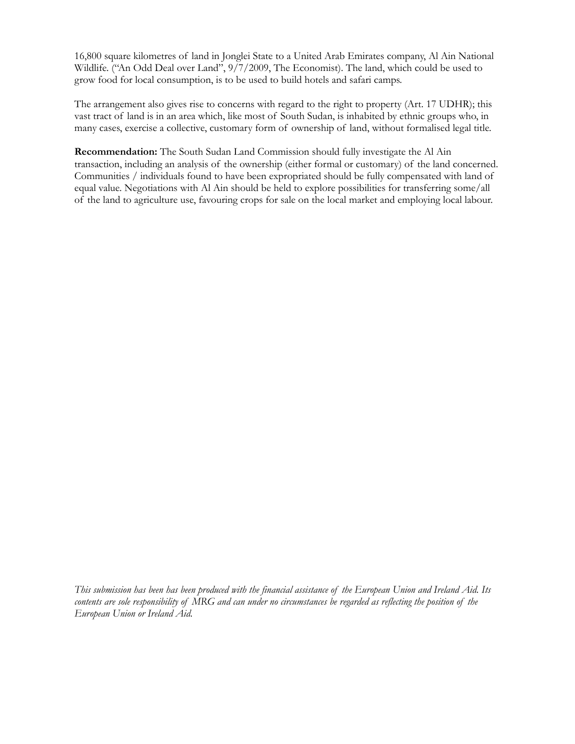16,800 square kilometres of land in Jonglei State to a United Arab Emirates company, Al Ain National Wildlife. ("An Odd Deal over Land", 9/7/2009, The Economist). The land, which could be used to grow food for local consumption, is to be used to build hotels and safari camps.

The arrangement also gives rise to concerns with regard to the right to property (Art. 17 UDHR); this vast tract of land is in an area which, like most of South Sudan, is inhabited by ethnic groups who, in many cases, exercise a collective, customary form of ownership of land, without formalised legal title.

**Recommendation:** The South Sudan Land Commission should fully investigate the Al Ain transaction, including an analysis of the ownership (either formal or customary) of the land concerned. Communities / individuals found to have been expropriated should be fully compensated with land of equal value. Negotiations with Al Ain should be held to explore possibilities for transferring some/all of the land to agriculture use, favouring crops for sale on the local market and employing local labour.

*This submission has been has been produced with the financial assistance of the European Union and Ireland Aid. Its contents are sole responsibility of MRG and can under no circumstances be regarded as reflecting the position of the European Union or Ireland Aid.*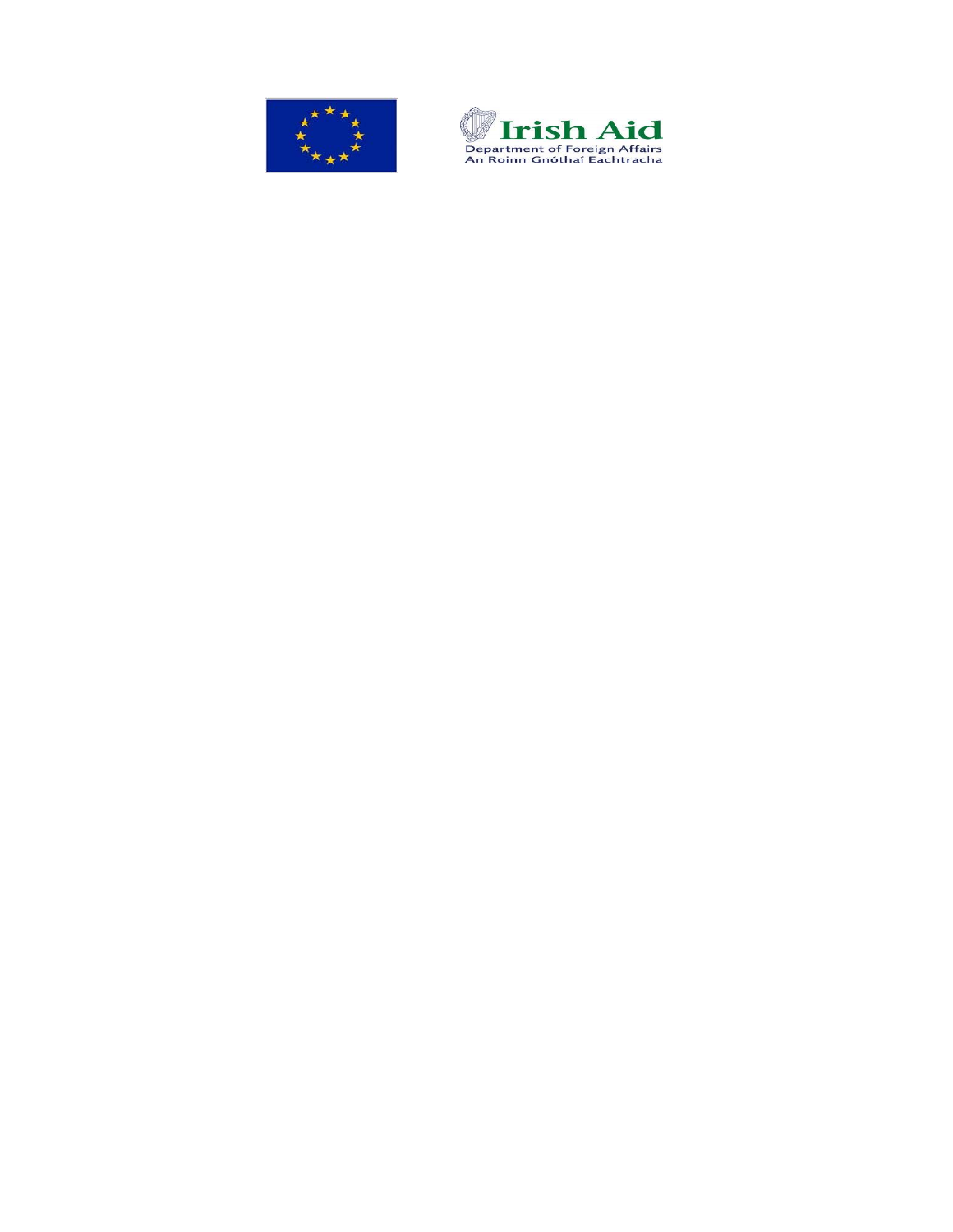Irish Aid

Department of Foreign Affairs

An Roinn Gnóthaí Eachtracha